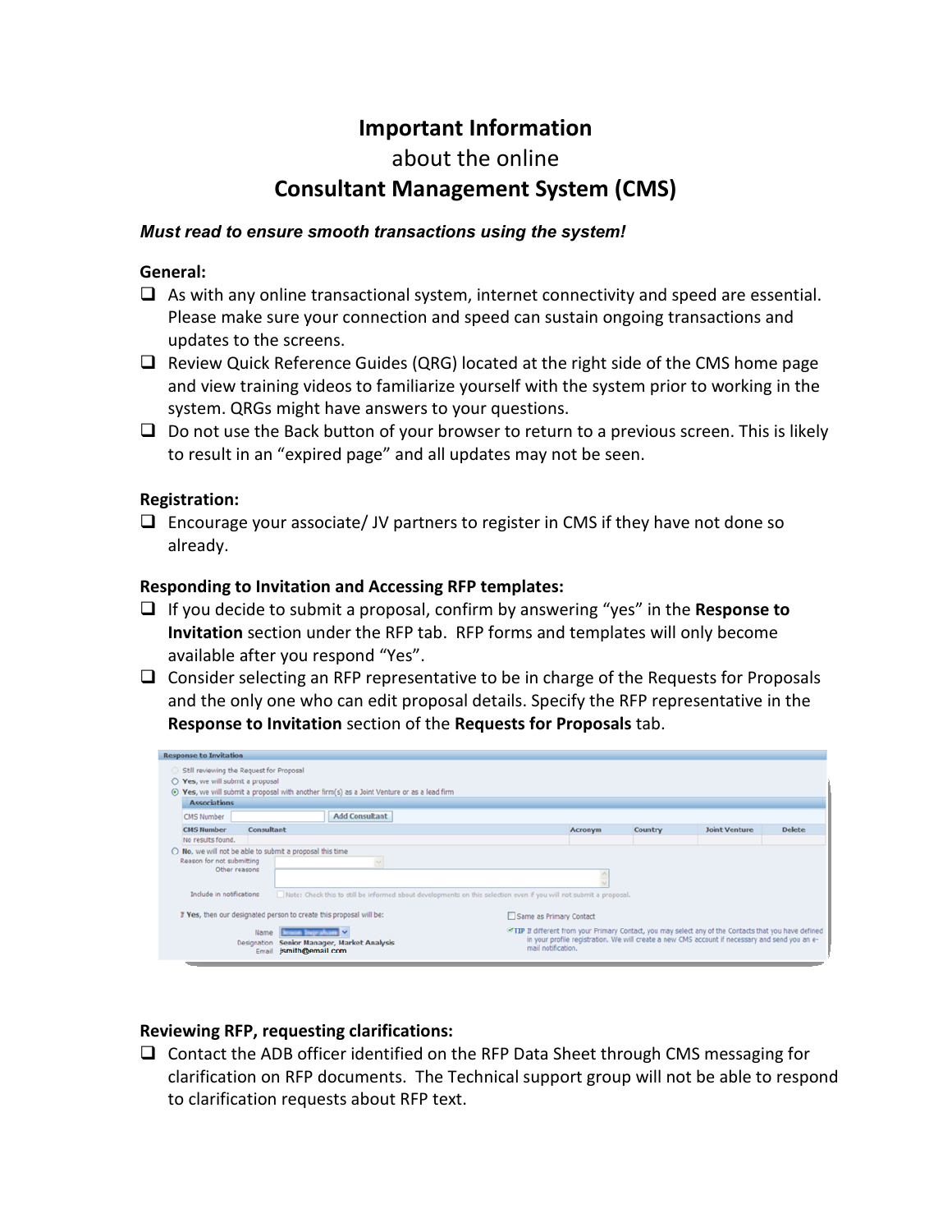# Important Information
about the online
# Consultant Management System (CMS)

***Must read to ensure smooth transactions using the system!***

**General:**

- ❑ As with any online transactional system, internet connectivity and speed are essential. Please make sure your connection and speed can sustain ongoing transactions and updates to the screens.
- ❑ Review Quick Reference Guides (QRG) located at the right side of the CMS home page and view training videos to familiarize yourself with the system prior to working in the system. QRGs might have answers to your questions.
- ❑ Do not use the Back button of your browser to return to a previous screen. This is likely to result in an "expired page" and all updates may not be seen.

**Registration:**

- ❑ Encourage your associate/ JV partners to register in CMS if they have not done so already.

**Responding to Invitation and Accessing RFP templates:**

- ❑ If you decide to submit a proposal, confirm by answering "yes" in the **Response to Invitation** section under the RFP tab. RFP forms and templates will only become available after you respond "Yes".
- ❑ Consider selecting an RFP representative to be in charge of the Requests for Proposals and the only one who can edit proposal details. Specify the RFP representative in the **Response to Invitation** section of the **Requests for Proposals** tab.

**Reviewing RFP, requesting clarifications:**

- ❑ Contact the ADB officer identified on the RFP Data Sheet through CMS messaging for clarification on RFP documents. The Technical support group will not be able to respond to clarification requests about RFP text.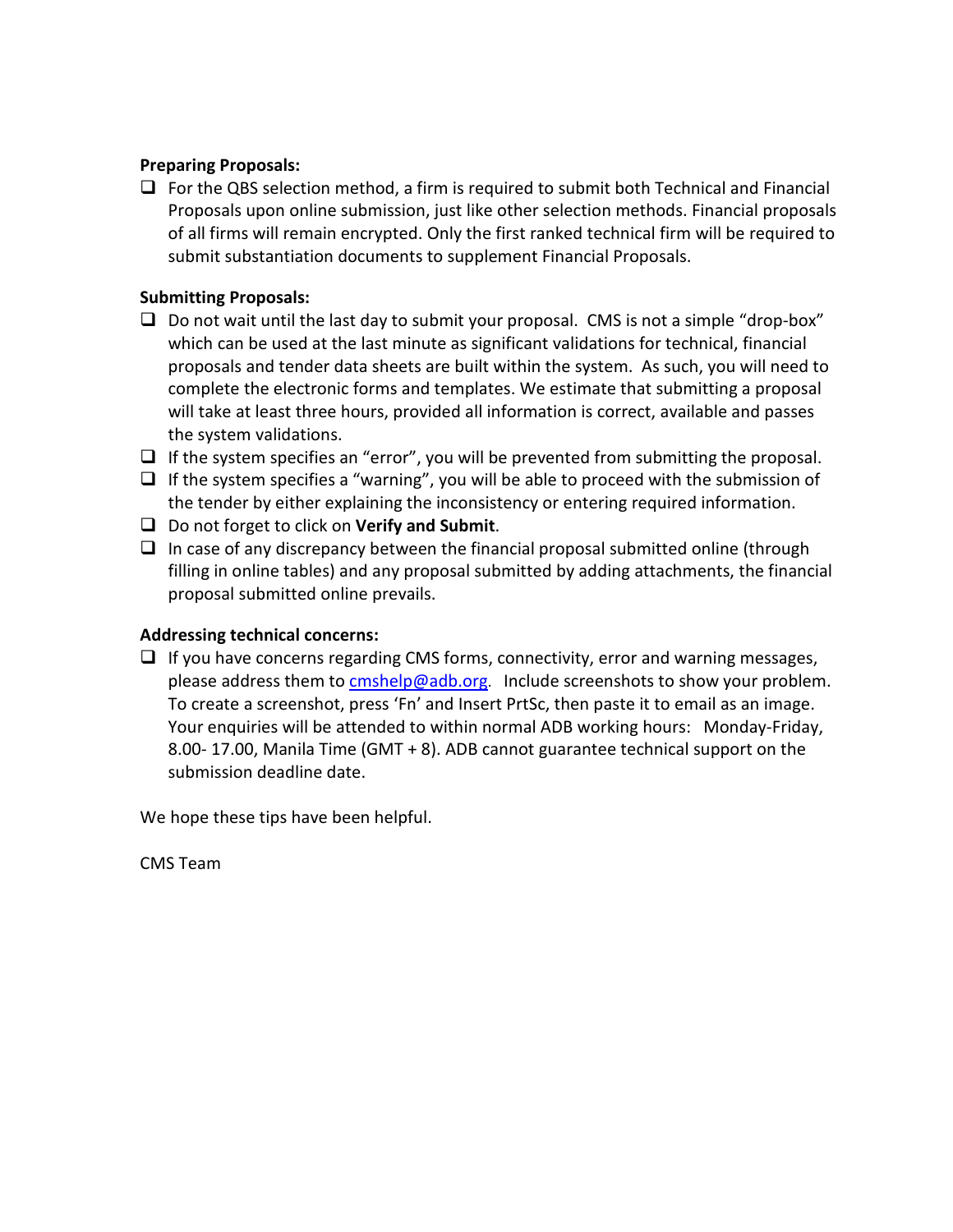**Preparing Proposals:**

- ❑ For the QBS selection method, a firm is required to submit both Technical and Financial Proposals upon online submission, just like other selection methods. Financial proposals of all firms will remain encrypted. Only the first ranked technical firm will be required to submit substantiation documents to supplement Financial Proposals.

**Submitting Proposals:**

- ❑ Do not wait until the last day to submit your proposal. CMS is not a simple "drop-box" which can be used at the last minute as significant validations for technical, financial proposals and tender data sheets are built within the system. As such, you will need to complete the electronic forms and templates. We estimate that submitting a proposal will take at least three hours, provided all information is correct, available and passes the system validations.
- ❑ If the system specifies an "error", you will be prevented from submitting the proposal.
- ❑ If the system specifies a "warning", you will be able to proceed with the submission of the tender by either explaining the inconsistency or entering required information.
- ❑ Do not forget to click on **Verify and Submit**.
- ❑ In case of any discrepancy between the financial proposal submitted online (through filling in online tables) and any proposal submitted by adding attachments, the financial proposal submitted online prevails.

**Addressing technical concerns:**

- ❑ If you have concerns regarding CMS forms, connectivity, error and warning messages, please address them to cmshelp@adb.org. Include screenshots to show your problem. To create a screenshot, press 'Fn' and Insert PrtSc, then paste it to email as an image. Your enquiries will be attended to within normal ADB working hours: Monday-Friday, 8.00- 17.00, Manila Time (GMT + 8). ADB cannot guarantee technical support on the submission deadline date.

We hope these tips have been helpful.

CMS Team